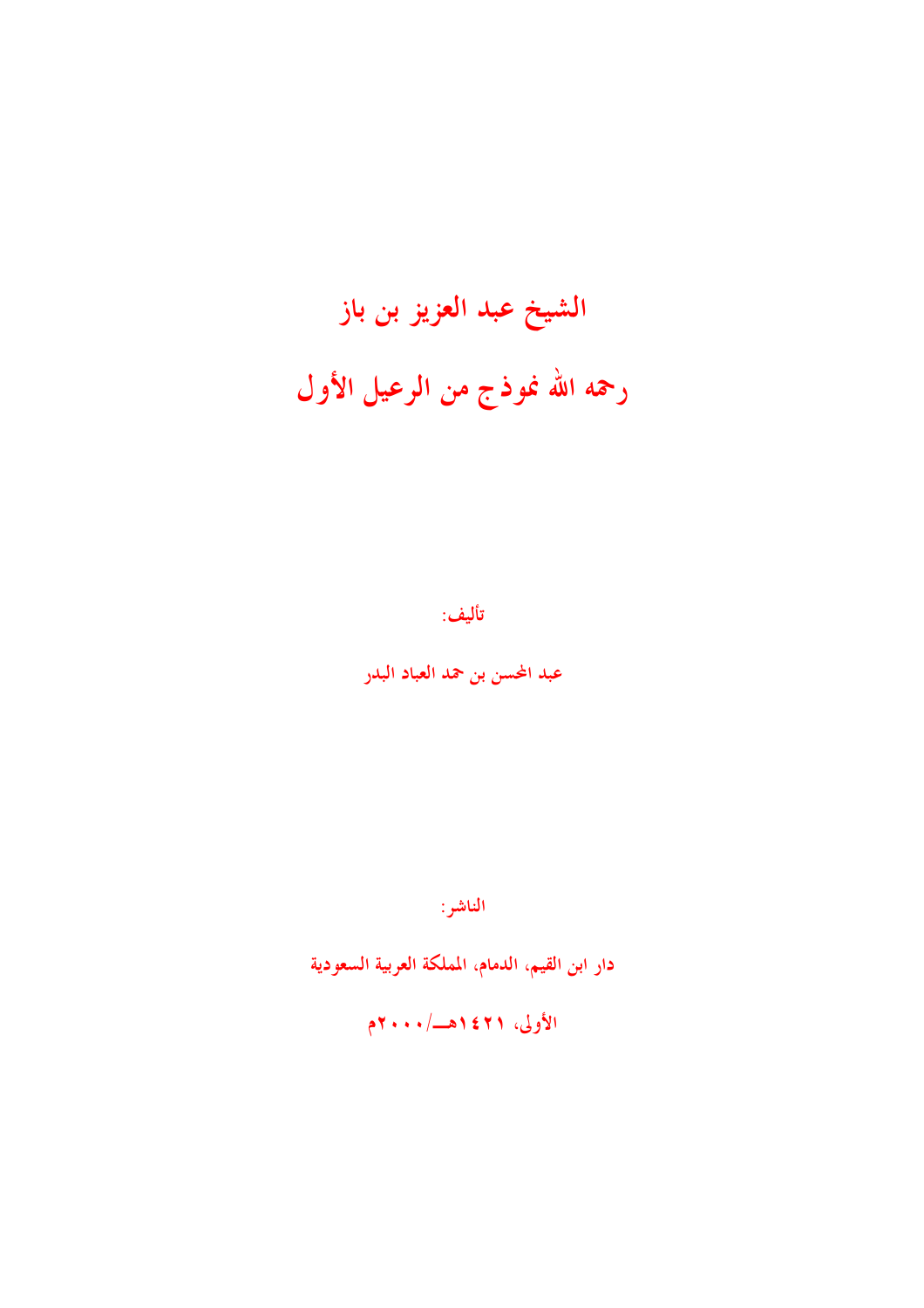# الشيخ عبد العزيز بن باز

# رحمه الله نموذج من الرعيل الأول

تأليف:

عبد المحسن بن حمد العباد البدر

الناشر:

دار ابن القيم، الدمام، المملكة العربية السعودية

الأولى، ١٤٢١هـ/٢٠٠٠م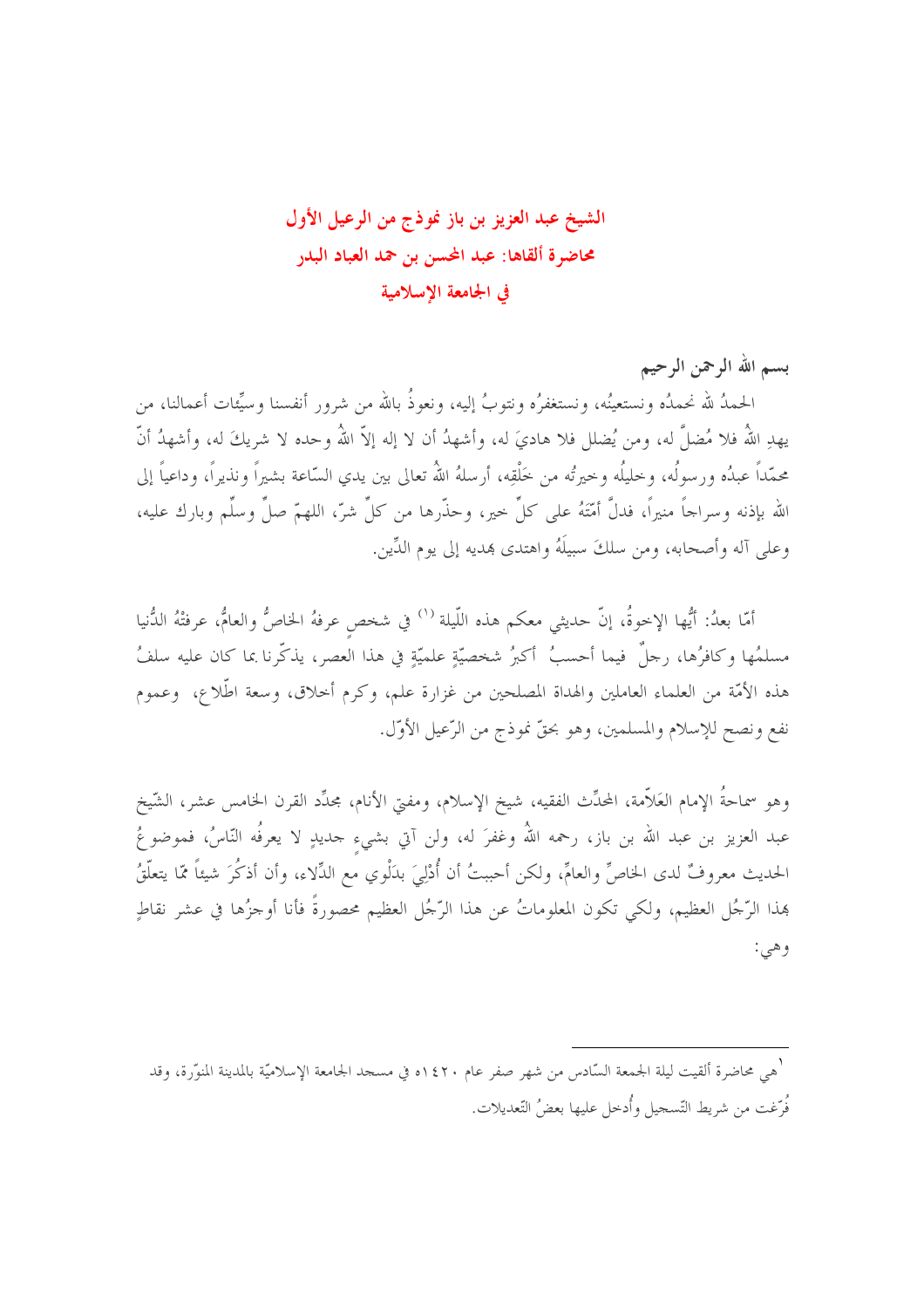# الشيخ عبد العزيز بن باز نموذج من الرعيل الأول

## محاضرة ألقاها: عبد المحسن بن حمد العباد البدر

## في الجامعة الإسلامية

**بسم الله الرحمن الرحيم**

الحمدُ لله نحمدُه ونستعينُه، ونستغفرُه ونتوبُ إليه، ونعوذُ بالله من شرور أنفسنا وسيِّئات أعمالنا، من يهدِ اللهُ فلا مُضلَّ له، ومن يُضلل فلا هاديَ له، وأشهدُ أن لا إله إلاّ اللهُ وحده لا شريكَ له، وأشهدُ أنّ محمّداً عبدُه ورسولُه، وخليلُه وخيرتُه من خَلْقِه، أرسلهُ اللهُ تعالى بين يدي السّاعة بشيراً ونذيراً، وداعياً إلى الله بإذنه وسراجاً منيراً، فدلَّ أمّتَهُ على كلِّ خير، وحذّرها من كلِّ شرّ، اللهمّ صلِّ وسلِّم وبارك عليه، وعلى آله وأصحابه، ومن سلكَ سبيلَهُ واهتدى بهديه إلى يوم الدِّين.

أمّا بعدُ: أيُّها الإخوةُ، إنّ حديثي معكم هذه اللّيلة [1] في شخصٍ عرفهُ الخاصُّ والعامُّ، عرفتْهُ الدُّنيا مسلمُها وكافرُها، رجلٌ فيما أحسبُ أكبرُ شخصيّةٍ علميّةٍ في هذا العصر، يذكّرنا بما كان عليه سلفُ هذه الأمّة من العلماء العاملين والهداة المصلحين من غزارة علم، وكرم أخلاق، وسعة اطّلاع، وعموم نفع ونصح للإسلام والمسلمين، وهو بحقّ نموذج من الرّعيل الأوّل.

وهو سماحةُ الإمام العَلاّمة، المحدِّث الفقيه، شيخ الإسلام، ومفتي الأنام، مجدِّد القرن الخامس عشر، الشّيخ عبد العزيز بن عبد الله بن باز، رحمه اللهُ وغفرَ له، ولن آتي بشيءٍ جديدٍ لا يعرفُه النّاسُ، فموضوعُ الحديث معروفٌ لدى الخاصِّ والعامِّ، ولكن أحببتُ أن أُدْلِيَ بدَلْوي مع الدِّلاء، وأن أذكُرَ شيئاً ممّا يتعلّقُ بهذا الرّجُل العظيم، ولكي تكون المعلوماتُ عن هذا الرّجُل العظيم محصورةً فأنا أوجزُها في عشر نقاطٍ وهي:

---

[1] هي محاضرة ألقيت ليلة الجمعة السّادس من شهر صفر عام ١٤٢٠هـ في مسجد الجامعة الإسلاميّة بالمدينة المنوّرة، وقد فُرّغت من شريط التّسجيل وأُدخل عليها بعضُ التّعديلات.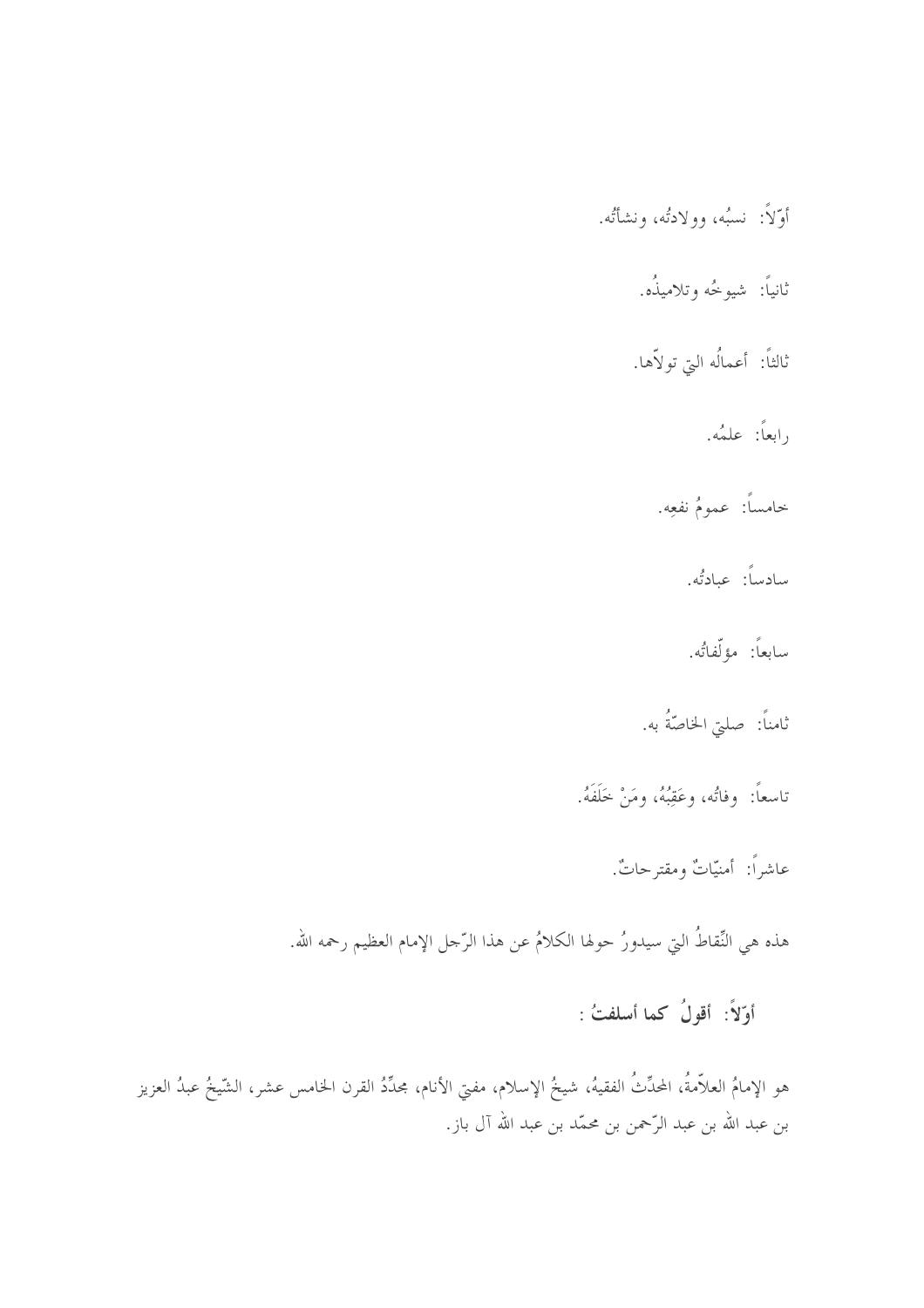أوّلاً: نسبُه، وولادتُه، ونشأتُه.

ثانياً: شيوخُه وتلاميذُه.

ثالثاً: أعمالُه التي تولاّها.

رابعاً: علمُه.

خامساً: عمومُ نفعِه.

سادساً: عبادتُه.

سابعاً: مؤلّفاتُه.

ثامناً: صلتي الخاصّةُ به.

تاسعاً: وفاتُه، وعَقِبُهُ، ومَنْ خَلَفَهُ.

عاشراً: أمنيّاتٌ ومقترحاتٌ.

هذه هي النِّقاطُ التي سيدورُ حولها الكلامُ عن هذا الرّجل الإمام العظيم رحمه الله.

**أوّلاً: أقولُ كما أسلفتُ :**

هو الإمامُ العلاّمةُ، المحدِّثُ الفقيهُ، شيخُ الإسلام، مفتي الأنام، مجدِّدُ القرن الخامس عشر، الشّيخُ عبدُ العزيز بن عبد الله بن عبد الرّحمن بن محمّد بن عبد الله آل باز.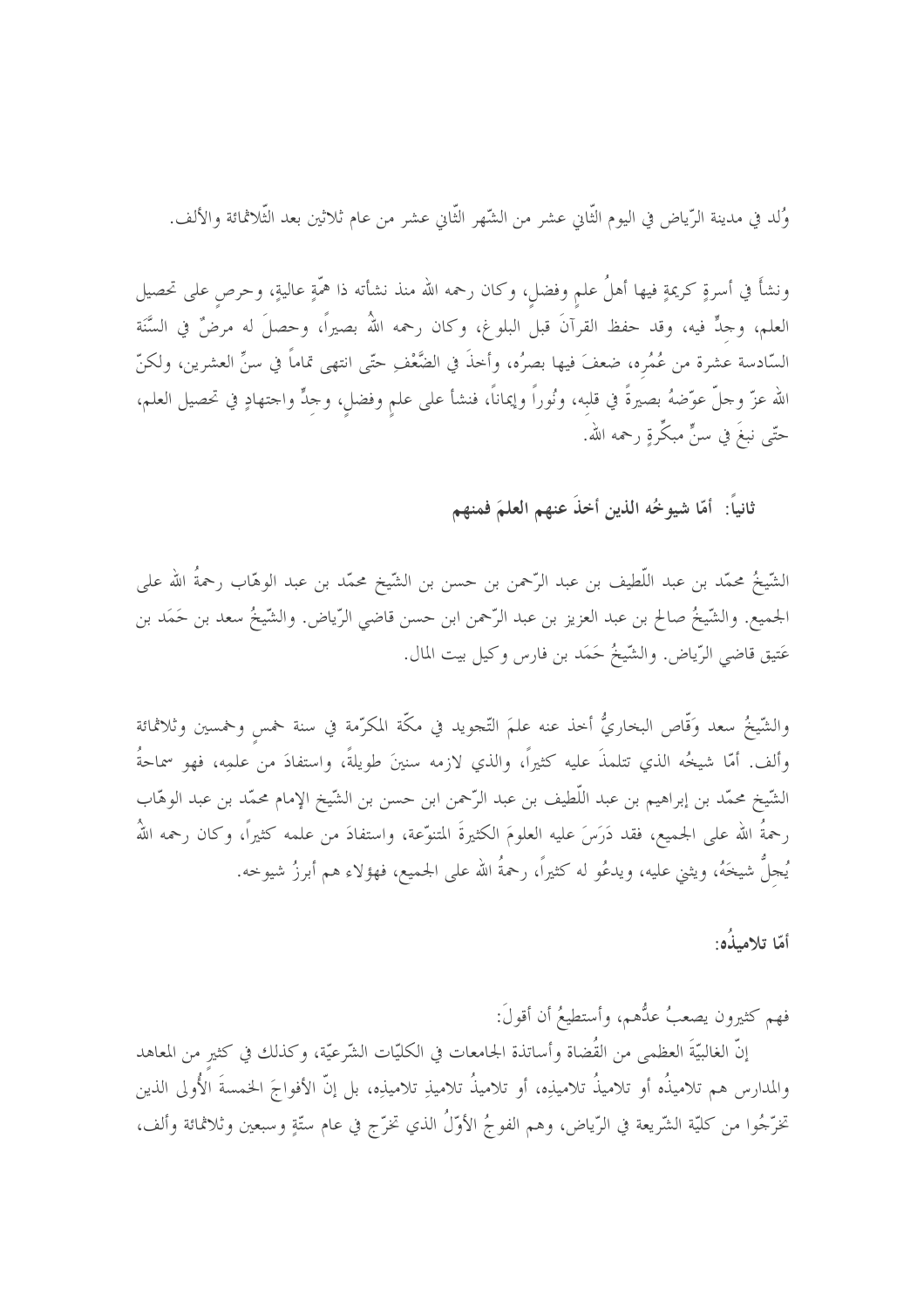وُلد في مدينة الرّياض في اليوم الثّاني عشر من الشّهر الثّاني عشر من عام ثلاثين بعد الثّلاثمائة والألف.

ونشأَ في أسرةٍ كريمةٍ فيها أهلُ علمٍ وفضلٍ، وكان رحمه الله منذ نشأته ذا همّةٍ عاليةٍ، وحرصٍ على تحصيل العلم، وجدٍّ فيه، وقد حفظ القرآنَ قبل البلوغ، وكان رحمه اللهُ بصيراً، وحصلَ له مرضٌ في السَّنة السّادسة عشرة من عُمُره، ضعفَ فيها بصرُه، وأخذَ في الضَّعْفِ حتّى انتهى تماماً في سنِّ العشرين، ولكنّ الله عزّ وجلّ عوّضهُ بصيرةً في قلبِه، ونُوراً وإيماناً، فنشأ على علمٍ وفضلٍ، وجِدٍّ واجتهادٍ في تحصيل العلم، حتّى نبغَ في سنٍّ مبكّرةٍ رحمه الله.

### ثانياً: أمّا شيوخُه الذين أخذَ عنهم العلمَ فمنهم

الشّيخُ محمّد بن عبد اللّطيف بن عبد الرّحمن بن حسن بن الشّيخ محمّد بن عبد الوهّاب رحمةُ الله على الجميع. والشّيخُ صالح بن عبد العزيز بن عبد الرّحمن ابن حسن قاضي الرّياض. والشّيخُ سعد بن حَمَد بن عَتيق قاضي الرّياض. والشّيخُ حَمَد بن فارس وكيل بيت المال.

والشّيخُ سعد وَقّاص البخاريُّ أخذ عنه علمَ التّجويد في مكّة المكرّمة في سنة خمسٍ وخمسين وثلاثمائة وألف. أمّا شيخُه الذي تتلمذَ عليه كثيراً، والذي لازمه سنينَ طويلةً، واستفادَ من علمِه، فهو سماحةُ الشّيخ محمّد بن إبراهيم بن عبد اللّطيف بن عبد الرّحمن ابن حسن بن الشّيخ الإمام محمّد بن عبد الوهّاب رحمةُ الله على الجميع، فقد دَرَسَ عليه العلومَ الكثيرةَ المتنوّعة، واستفادَ من علمه كثيراً، وكان رحمه اللهُ يُجلُّ شيخَهُ، ويثني عليه، ويدعُو له كثيراً، رحمةُ الله على الجميع، فهؤلاء هم أبرزُ شيوخه.

### أمّا تلاميذُه:

فهم كثيرون يصعبُ عدُّهم، وأستطيعُ أن أقولَ:

إنّ الغالبيّةَ العظمى من القُضاة وأساتذة الجامعات في الكليّات الشّرعيّة، وكذلك في كثيرٍ من المعاهد والمدارس هم تلاميذُه أو تلاميذُ تلاميذِه، أو تلاميذُ تلاميذِ تلاميذِه، بل إنّ الأفواجَ الخمسةَ الأُولى الذين تخرّجُوا من كليّة الشّريعة في الرّياض، وهم الفوجُ الأوّلُ الذي تخرّج في عام ستّةٍ وسبعين وثلاثمائة وألف،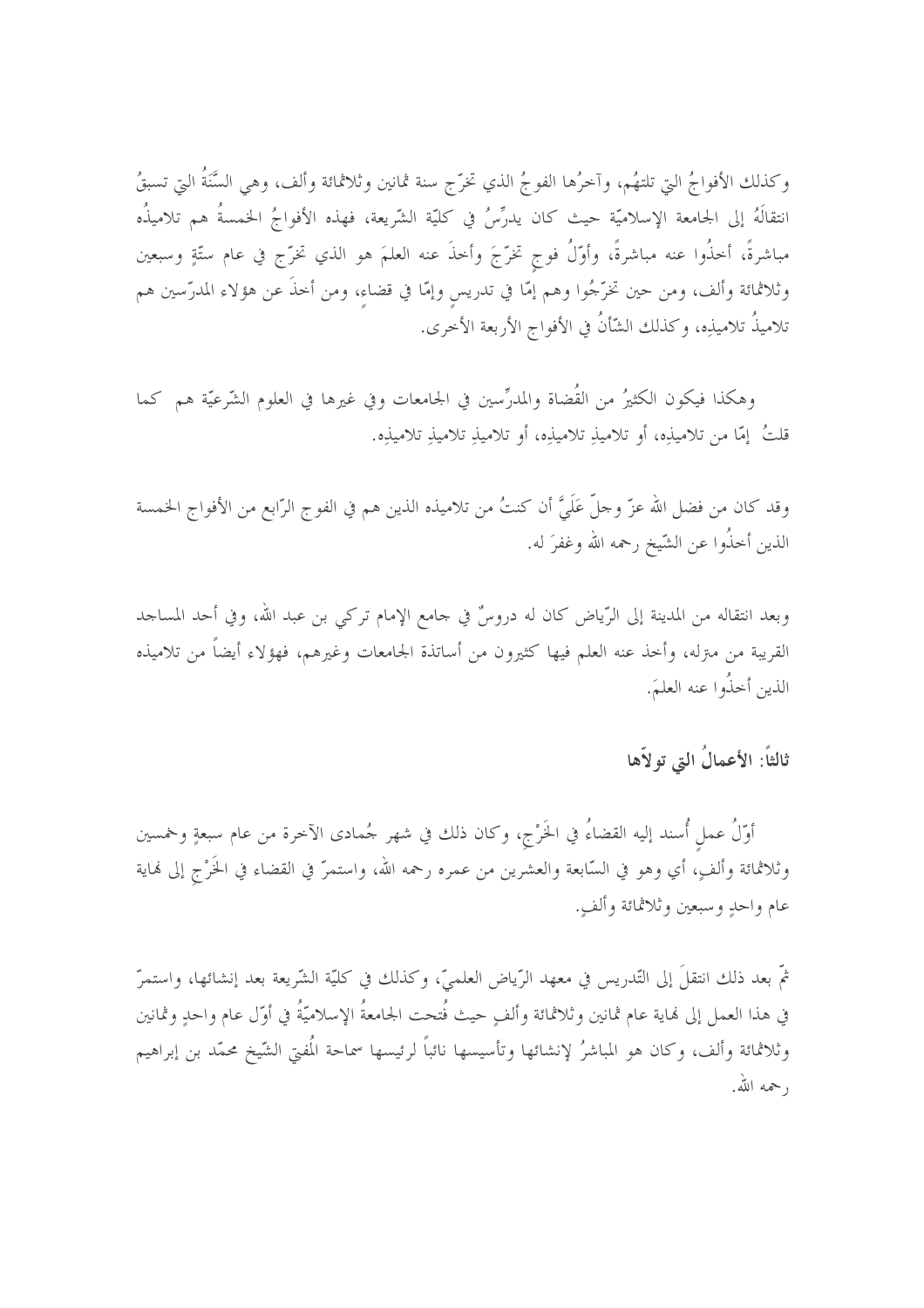وكذلك الأفواجُ التي تلتهُم، وآخرُها الفوجُ الذي تخرّج سنة ثمانين وثلاثمائة وألف، وهي السَّنَةُ التي تسبقُ انتقالَهُ إلى الجامعة الإسلاميّة حيث كان يدرِّسُ في كليّة الشّريعة، فهذه الأفواجُ الخمسةُ هم تلاميذُه مباشرةً، أخذُوا عنه مباشرةً، وأوّلُ فوجٍ تخرّجَ وأخذَ عنه العلمَ هو الذي تخرّج في عام ستّةٍ وسبعين وثلاثمائة وألف، ومن حين تخرّجُوا وهم إمّا في تدريسٍ وإمّا في قضاءٍ، ومن أخذَ عن هؤلاء المدرّسين هم تلاميذُ تلاميذِه، وكذلك الشّأنُ في الأفواج الأربعة الأخرى.

وهكذا فيكون الكثيرُ من القُضاة والمدرِّسين في الجامعات وفي غيرها في العلوم الشّرعيّة هم كما قلتُ إمّا من تلاميذِه، أو تلاميذِ تلاميذِه، أو تلاميذِ تلاميذِ تلاميذِه.

وقد كان من فضل الله عزّ وجلّ عَلَيَّ أن كنتُ من تلاميذه الذين هم في الفوج الرّابع من الأفواج الخمسة الذين أخذُوا عن الشّيخ رحمه الله وغفرَ له.

وبعد انتقاله من المدينة إلى الرّياض كان له دروسٌ في جامع الإمام تركي بن عبد الله، وفي أحد المساجد القريبة من منزله، وأخذ عنه العلم فيها كثيرون من أساتذة الجامعات وغيرهم، فهؤلاء أيضاً من تلاميذه الذين أخذُوا عنه العلمَ.

### ثالثاً: الأعمالُ التي تولاّها

أوّلُ عملٍ أُسند إليه القضاءُ في الخَرْجِ، وكان ذلك في شهر جُمادى الآخرة من عام سبعةٍ وخمسين وثلاثمائة وألفٍ، أي وهو في السّابعة والعشرين من عمره رحمه الله، واستمرّ في القضاء في الخَرْجِ إلى نهاية عام واحدٍ وسبعين وثلاثمائة وألفٍ.

ثمّ بعد ذلك انتقلَ إلى التّدريس في معهد الرّياض العلميّ، وكذلك في كليّة الشّريعة بعد إنشائها، واستمرّ في هذا العمل إلى نهاية عام ثمانين وثلاثمائة وألفٍ حيث فُتحت الجامعةُ الإسلاميّةُ في أوّل عام واحدٍ وثمانين وثلاثمائة وألف، وكان هو المباشرُ لإنشائها وتأسيسها نائباً لرئيسها سماحة المُفتي الشّيخ محمّد بن إبراهيم رحمه الله.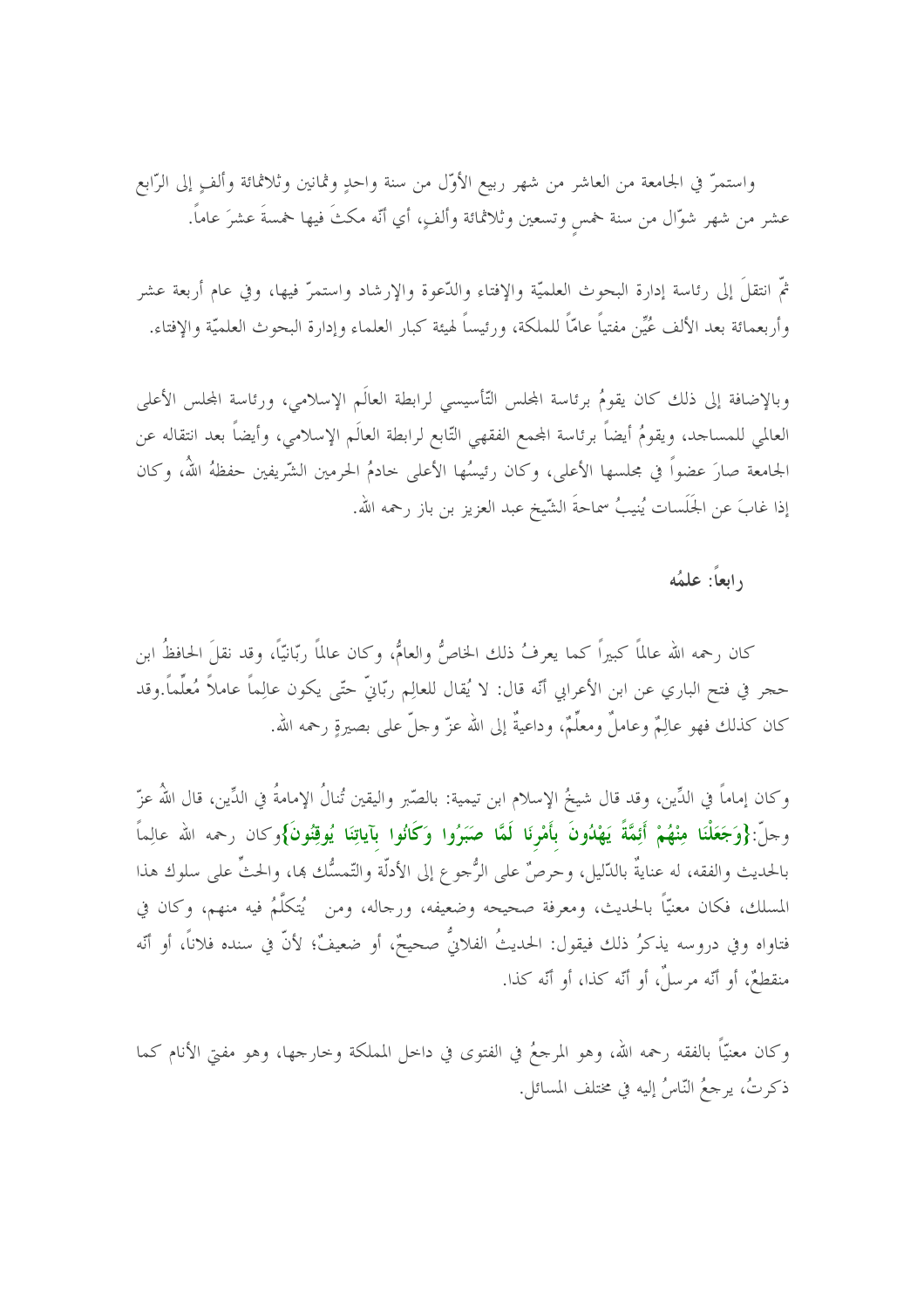واستمرّ في الجامعة من العاشر من شهر ربيع الأوّل من سنة واحدٍ وثمانين وثلاثمائة وألفٍ إلى الرّابع عشر من شهر شوّال من سنة خمسٍ وتسعين وثلاثمائة وألفٍ، أي أنّه مكثَ فيها خمسةَ عشرَ عاماً.

ثمّ انتقلَ إلى رئاسة إدارة البحوث العلميّة والإفتاء والدّعوة والإرشاد واستمرّ فيها، وفي عام أربعة عشر وأربعمائة بعد الألف عُيّن مفتياً عامّاً للملكة، ورئيساً لهيئة كبار العلماء وإدارة البحوث العلميّة والإفتاء.

وبالإضافة إلى ذلك كان يقومُ برئاسة المجلس التّأسيسي لرابطة العالَم الإسلامي، ورئاسة المجلس الأعلى العالمي للمساجد، ويقومُ أيضاً برئاسة المجمع الفقهي التّابع لرابطة العالَم الإسلامي، وأيضاً بعد انتقاله عن الجامعة صارَ عضواً في مجلسها الأعلى، وكان رئيسُها الأعلى خادمُ الحرمين الشّريفين حفظهُ اللهُ، وكان إذا غابَ عن الجَلَسات يُنيبُ سماحةَ الشّيخ عبد العزيز بن باز رحمه الله.

## رابعاً: علمُه

كان رحمه الله عالماً كبيراً كما يعرفُ ذلك الخاصُّ والعامُّ، وكان عالماً ربّانيّاً، وقد نقلَ الحافظُ ابن حجر في فتح الباري عن ابن الأعرابي أنّه قال: لا يُقال للعالِم ربّانيٌّ حتّى يكون عالِماً عاملاً مُعلِّماً.وقد كان كذلك فهو عالِمٌ وعاملٌ ومعلِّمٌ، وداعيةٌ إلى الله عزّ وجلّ على بصيرةٍ رحمه الله.

وكان إماماً في الدِّين، وقد قال شيخُ الإسلام ابن تيمية: بالصّبر واليقين تُنالُ الإمامةُ في الدِّين، قال اللهُ عزّ وجلّ:**{وَجَعَلْنَا مِنْهُمْ أَئِمَّةً يَهْدُونَ بِأَمْرِنَا لَمَّا صَبَرُوا وَكَانُوا بِآيَاتِنَا يُوقِنُونَ}**وكان رحمه الله عالِماً بالحديث والفقه، له عنايةٌ بالدّليل، وحرصٌ على الرُّجوع إلى الأدلّة والتّمسُّك بها، والحثُّ على سلوك هذا المسلك، فكان معنيّاً بالحديث، ومعرفة صحيحه وضعيفه، ورجاله، ومن يُتكلَّمُ فيه منهم، وكان في فتاواه وفي دروسه يذكرُ ذلك فيقول: الحديثُ الفلانيُّ صحيحٌ، أو ضعيفٌ؛ لأنّ في سنده فلاناً، أو أنّه منقطعٌ، أو أنّه مرسلٌ، أو أنّه كذا، أو أنّه كذا.

وكان معنيّاً بالفقه رحمه الله، وهو المرجعُ في الفتوى في داخل المملكة وخارجها، وهو مفتي الأنام كما ذكرتُ، يرجعُ النّاسُ إليه في مختلف المسائل.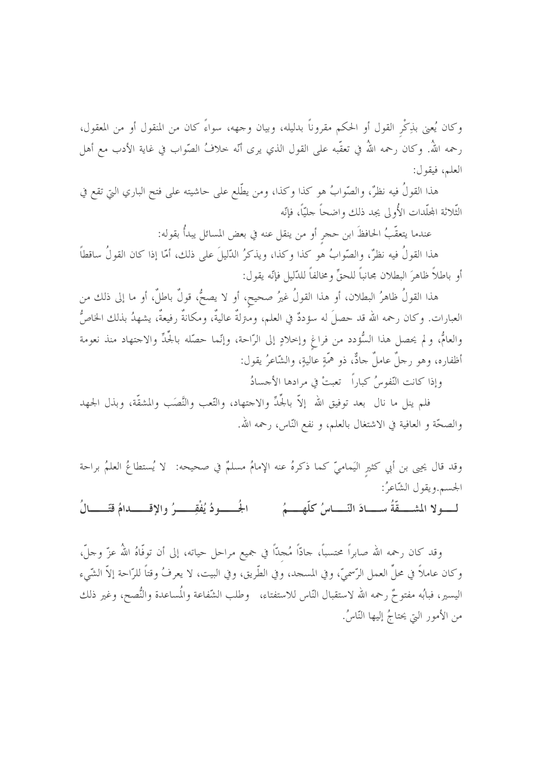وكان يُعنى بذِكْرِ القول أو الحكم مقروناً بدليله، وبيان وجهه، سواءً كان من المنقول أو من المعقول، رحمه اللهُ. وكان رحمه اللهُ في تعقّبه على القول الذي يرى أنّه خلافُ الصّواب في غاية الأدب مع أهل العلم، فيقول:

هذا القولُ فيه نظرٌ، والصّوابُ هو كذا وكذا، ومن يطّلع على حاشيته على فتح الباري التي تقع في الثّلاثة المجلّدات الأُولى يجد ذلك واضحاً جليّاً، فإنّه

عندما يتعقّبُ الحافظَ ابن حجرٍ أو من ينقل عنه في بعض المسائل يبدأُ بقوله:

هذا القولُ فيه نظرٌ، والصّوابُ هو كذا وكذا، ويذكرُ الدّليلَ على ذلك، أمّا إذا كان القولُ ساقطاً أو باطلاً ظاهرَ البطلان مجانباً للحقّ ومخالفاً للدّليل فإنّه يقول:

هذا القولُ ظاهرُ البطلان، أو هذا القولُ غيرُ صحيحٍ، أو لا يصحُّ، قولٌ باطلٌ، أو ما إلى ذلك من العبارات. وكان رحمه الله قد حصلَ له سؤددٌ في العلم، ومنزلةٌ عاليةٌ، ومكانةٌ رفيعةٌ، يشهدُ بذلك الخاصُّ والعامُّ، ولم يحصل هذا السُّؤدد من فراغٍ وإخلادٍ إلى الرّاحة، وإنّما حصّله بالجِّدِّ والاجتهاد منذ نعومة أظفاره، وهو رجلٌ عاملٌ جادٌّ، ذو همّةٍ عاليةٍ، والشّاعرُ يقول:

وإذا كانت النّفوسُ كباراً تعبتْ في مرادها الأجسادُ

فلم ينل ما نال بعد توفيق الله إلاّ بالجِّدِّ والاجتهاد، والتّعب والنَّصَب والمشقّة، وبذل الجهد والصحّة و العافية في الاشتغال بالعلم، و نفع النّاس، رحمه الله.

وقد قال يحيى بن أبي كثيرٍ اليَماميّ كما ذكرهُ عنه الإمامُ مسلمٌ في صحيحه: لا يُستطاعُ العلمُ براحة الجسم. ويقول الشّاعرُ:

**لـولا المشـقّةُ سـادَ النّـاسُ كلّهـمُ الجُـودُ يُفْقِـرُ والإقـدامُ قتّـالُ**

وقد كان رحمه الله صابراً محتسباً، جادّاً مُجدّاً في جميع مراحل حياته، إلى أن توفّاهُ اللهُ عزّ وجلّ، وكان عاملاً في محلِّ العمل الرّسميّ، وفي المسجد، وفي الطّريق، وفي البيت، لا يعرفُ وقتاً للرّاحة إلاّ الشّيء اليسير، فبابُه مفتوحٌ رحمه الله لاستقبال النّاس للاستفتاء، وطلب الشّفاعة والمُساعدة والنُّصح، وغير ذلك من الأمور التي يحتاجُ إليها النّاسُ.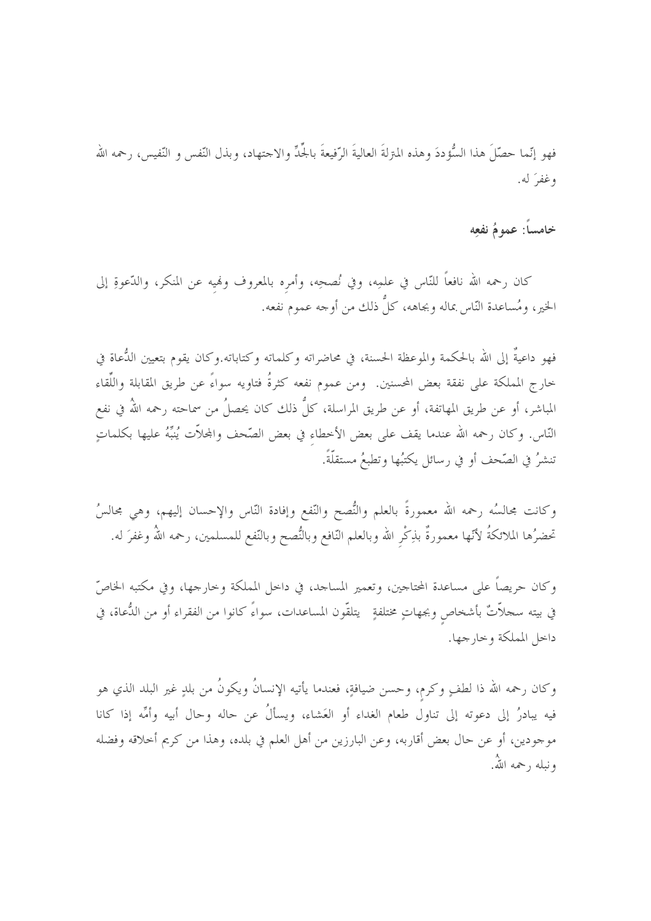فهو إنّما حصّلَ هذا السُّؤددَ وهذه المنزلةَ العاليةَ الرّفيعةَ بالجِّدِّ والاجتهاد، وبذل النّفس و النّفيس، رحمه الله وغفرَ له.

### خامساً: عمومُ نفعِه

كان رحمه الله نافعاً للنّاس في علمِه، وفي نُصحِه، وأمرِه بالمعروف ونهيِه عن المنكر، والدّعوةِ إلى الخير، ومُساعدة النّاس بماله وبجاهه، كلُّ ذلك من أوجه عموم نفعه.

فهو داعيةٌ إلى الله بالحكمة والموعظة الحسنة، في محاضراته وكلماته وكتاباته.وكان يقوم بتعيين الدُّعاة في خارج المملكة على نفقة بعض المحسنين. ومن عموم نفعه كثرةُ فتاويه سواءً عن طريق المقابلة واللّقاء المباشر، أو عن طريق المهاتفة، أو عن طريق المراسلة، كلُّ ذلك كان يحصلُ من سماحته رحمه اللهُ في نفع النّاس. وكان رحمه الله عندما يقف على بعض الأخطاءِ في بعض الصّحف والمجلّات يُنبِّهُ عليها بكلماتٍ تنشرُ في الصّحف أو في رسائل يكتبُها وتطبعُ مستقلّةً.

وكانت مجالسُه رحمه الله معمورةً بالعلم والنُّصح والنّفع وإفادة النّاس والإحسان إليهم، وهي مجالسُ تحضرُها الملائكةُ لأنّها معمورةٌ بذِكْرِ الله وبالعلم النّافع وبالنُّصح وبالنّفع للمسلمين، رحمه اللهُ وغفرَ له.

وكان حريصاً على مساعدة المحتاجين، وتعمير المساجد، في داخل المملكة وخارجها، وفي مكتبه الخاصّ في بيته سجلاّتٌ بأشخاصٍ وبجهاتٍ مختلفةٍ يتلقّون المساعدات، سواءً كانوا من الفقراء أو من الدُّعاة، في داخل المملكة وخارجها.

وكان رحمه الله ذا لطفٍ وكرمٍ، وحسن ضيافةٍ، فعندما يأتيه الإنسانُ ويكونُ من بلدٍ غير البلد الذي هو فيه يبادرُ إلى دعوته إلى تناول طعام الغداء أو العَشاء، ويسألُ عن حاله وحال أبيه وأمّه إذا كانا موجودين، أو عن حال بعض أقاربه، وعن البارزين من أهل العلم في بلده، وهذا من كريم أخلاقه وفضله ونبله رحمه اللهُ.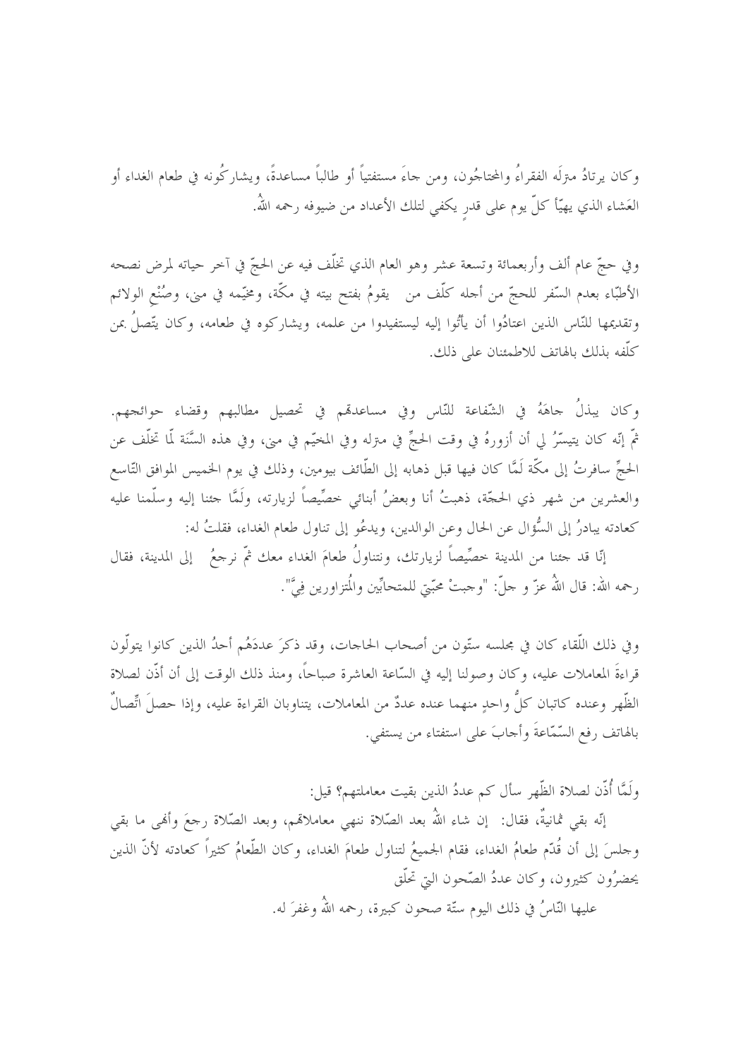وكان يرتادُ منزلَه الفقراءُ والمحتاجُون، ومن جاءَ مستفتياً أو طالباً مساعدةً، ويشاركُونه في طعام الغداء أو العَشاء الذي يهيّأ كلّ يوم على قدرٍ يكفي لتلك الأعداد من ضيوفه رحمه اللهُ.

وفي حجّ عام ألف وأربعمائة وتسعة عشر وهو العام الذي تخلّف فيه عن الحجّ في آخر حياته لمرض نصحه الأطبّاء بعدم السّفر للحجّ من أجله كلّف من يقومُ بفتح بيته في مكّة، ومخيّمه في منى، وصُنْع الولائم وتقديمها للنّاس الذين اعتادُوا أن يأتُوا إليه ليستفيدوا من علمه، ويشاركوه في طعامه، وكان يتّصلُ بمن كلّفه بذلك بالهاتف للاطمئنان على ذلك.

وكان يبذلُ جاهَهُ في الشّفاعة للنّاس وفي مساعدتهم في تحصيل مطالبهم وقضاء حوائجهم. ثمّ إنّه كان يتيسّرُ لي أن أزورهُ في وقت الحجِّ في منزله وفي المخيّم في منى، وفي هذه السَّنَة لّما تخلّف عن الحجِّ سافرتُ إلى مكّة لَمَّا كان فيها قبل ذهابه إلى الطّائف بيومين، وذلك في يوم الخميس الموافق التّاسع والعشرين من شهر ذي الحجّة، ذهبتُ أنا وبعضُ أبنائي خصِّيصاً لزيارته، ولَمَّا جئنا إليه وسلّمنا عليه كعادته يبادرُ إلى السُّؤال عن الحال وعن الوالدين، ويدعُو إلى تناول طعام الغداء، فقلتُ له:

إنّا قد جئنا من المدينة خصِّيصاً لزيارتك، ونتناولُ طعامَ الغداء معك ثمّ نرجعُ إلى المدينة، فقال رحمه الله: قال اللهُ عزّ و جلّ: "وجبتْ محبّتي للمتحابِّين والمُتزاورين فِيَّ".

وفي ذلك اللّقاء كان في مجلسه ستّون من أصحاب الحاجات، وقد ذكرَ عددَهُم أحدُ الذين كانوا يتولّون قراءةَ المعاملات عليه، وكان وصولنا إليه في السّاعة العاشرة صباحاً، ومنذ ذلك الوقت إلى أن أذّن لصلاة الظّهر وعنده كاتبان كلُّ واحدٍ منهما عنده عددٌ من المعاملات، يتناوبان القراءة عليه، وإذا حصلَ اتّصالٌ بالهاتف رفع السّمّاعةَ وأجابَ على استفتاء من يستفتي.

ولَمَّا أُذّن لصلاة الظّهر سأل كم عددُ الذين بقيت معاملتهم؟ قيل:

إنّه بقي ثمانيةٌ، فقال: إن شاء اللهُ بعد الصّلاة ننهي معاملاتهم، وبعد الصّلاة رجعَ وأنهى ما بقي وجلسَ إلى أن قُدّم طعامُ الغداء، فقام الجميعُ لتناول طعامَ الغداء، وكان الطّعامُ كثيراً كعادته لأنّ الذين يحضرُون كثيرون، وكان عددُ الصّحون التي تحلّق عليها النّاسُ في ذلك اليوم ستّة صحون كبيرة، رحمه اللهُ وغفرَ له.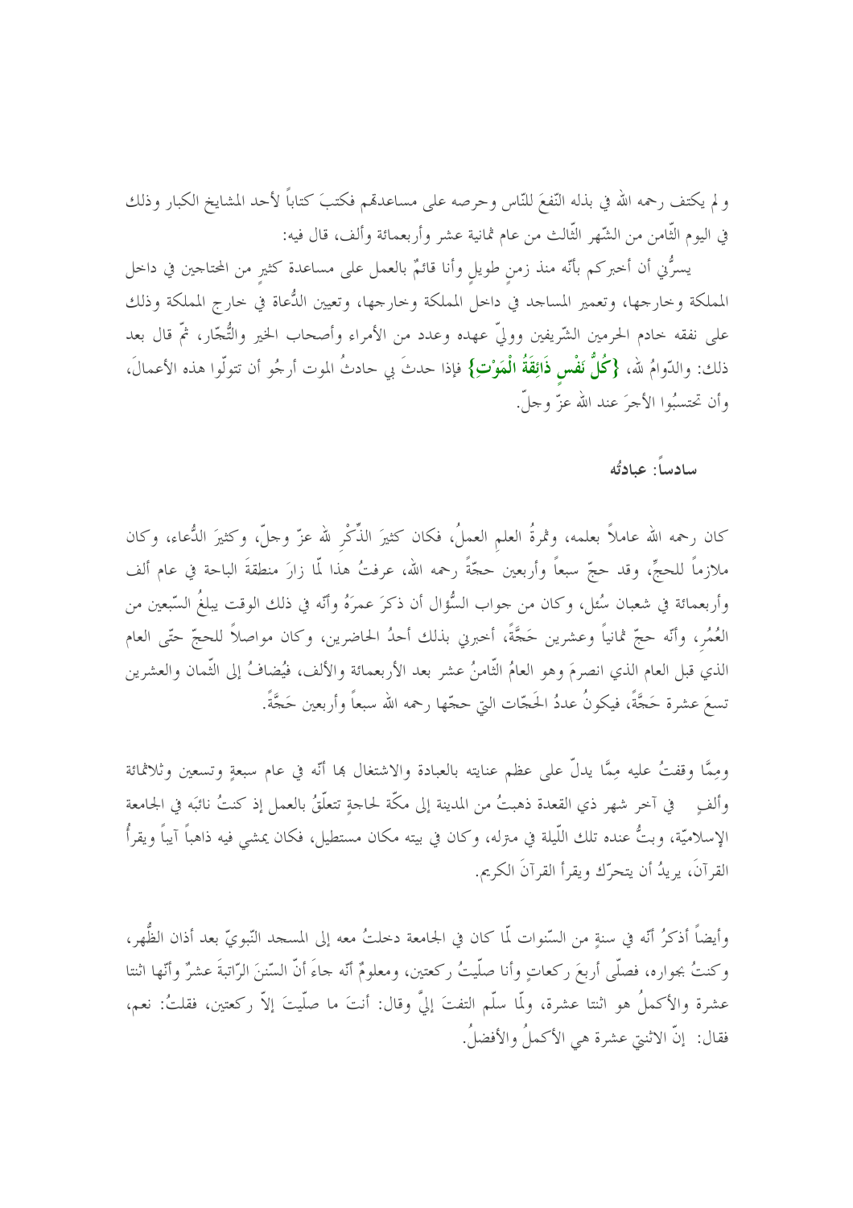ولم يكتف رحمه الله في بذله النّفعَ للنّاس وحرصه على مساعدتهم فكتبَ كتاباً لأحد المشايخ الكبار وذلك في اليوم الثّامن من الشّهر الثّالث من عام ثمانية عشر وأربعمائة وألف، قال فيه:

يسرُّني أن أخبركم بأنّه منذ زمنٍ طويلٍ وأنا قائمٌ بالعمل على مساعدة كثيرٍ من المحتاجين في داخل المملكة وخارجها، وتعمير المساجد في داخل المملكة وخارجها، وتعيين الدُّعاة في خارج المملكة وذلك على نفقه خادم الحرمين الشّريفين وولّي عهده وعدد من الأمراء وأصحاب الخير والتُّجّار، ثمّ قال بعد ذلك: والدّوامُ لله، **{كُلُّ نَفْسٍ ذَائِقَةُ الْمَوْتِ}** فإذا حدثَ بي حادثُ الموت أرجُو أن تتولّوا هذه الأعمالَ، وأن تحتسبُوا الأجرَ عند الله عزّ وجلّ.

## سادساً: عبادتُه

كان رحمه الله عاملاً بعلمه، وثمرةُ العلم العملُ، فكان كثيرَ الذّكْر لله عزّ وجلّ، وكثيرَ الدُّعاء، وكان ملازماً للحجِّ، وقد حجّ سبعاً وأربعين حجّةً رحمه الله، عرفتُ هذا لمّا زارَ منطقةَ الباحة في عام ألف وأربعمائة في شعبان سُئل، وكان من جواب السُّؤال أن ذكرَ عمرَهُ وأنّه في ذلك الوقت يبلغُ السّبعين من العُمُر، وأنّه حجّ ثمانياً وعشرين حَجَّةً، أخبرني بذلك أحدُ الحاضرين، وكان مواصلاً للحجّ حتّى العام الذي قبل العام الذي انصرمَ وهو العامُ الثّامنُ عشر بعد الأربعمائة والألف، فيُضافُ إلى الثّمان والعشرين تسعَ عشرة حَجَّةً، فيكونُ عددُ الحَجّات التي حجّها رحمه الله سبعاً وأربعين حَجَّةً.

وممَّا وقفتُ عليه ممَّا يدلّ على عظم عنايته بالعبادة والاشتغال بها أنّه في عام سبعةٍ وتسعين وثلاثمائة وألفٍ في آخر شهر ذي القعدة ذهبتُ من المدينة إلى مكّة لحاجةٍ تتعلّقُ بالعمل إذ كنتُ نائبَه في الجامعة الإسلاميّة، وبتُّ عنده تلك اللّيلة في منزله، وكان في بيته مكان مستطيل، فكان يمشي فيه ذاهباً آيباً ويقرأُ القرآنَ، يريدُ أن يتحرّك ويقرأ القرآنَ الكريم.

وأيضاً أذكرُ أنّه في سنةٍ من السّنوات لمّا كان في الجامعة دخلتُ معه إلى المسجد النّبويّ بعد أذان الظُّهر، وكنتُ بجواره، فصلّى أربعَ ركعاتٍ وأنا صلّيتُ ركعتين، ومعلومٌ أنّه جاءَ أنّ السّننَ الرّاتبةَ عشرٌ وأنّها اثنتا عشرة والأكملُ هو اثنتا عشرة، ولمّا سلّم التفتَ إليَّ وقال: أنتَ ما صلّيتَ إلاّ ركعتين، فقلتُ: نعم، فقال: إنّ الاثنتي عشرة هي الأكملُ والأفضلُ.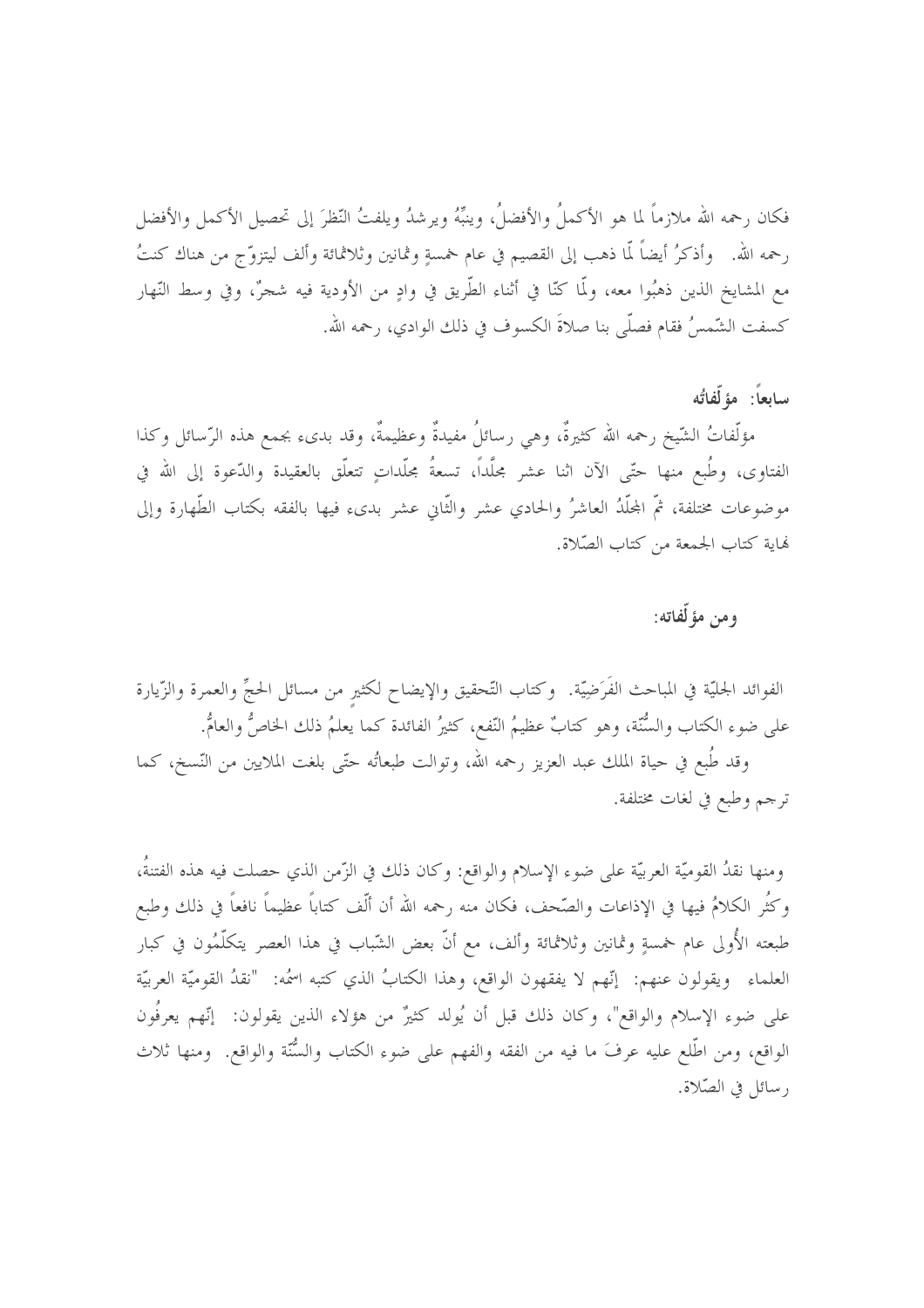فكان رحمه الله ملازماً لما هو الأكملُ والأفضلُ، وينبّهُ ويرشدُ ويلفتُ النّظرَ إلى تحصيل الأكمل والأفضل رحمه الله. وأذكرُ أيضاً لّما ذهب إلى القصيم في عام خمسةٍ وثمانين وثلاثمائة وألف ليتزوّج من هناك كنتُ مع المشايخ الذين ذهبُوا معه، ولّما كنّا في أثناء الطّريق في وادٍ من الأودية فيه شجرٌ، وفي وسط النّهار كسفت الشّمسُ فقام فصلّى بنا صلاةَ الكسوف في ذلك الوادي، رحمه الله.

### سابعاً: مؤلّفاتُه

مؤلّفاتُ الشّيخ رحمه الله كثيرةٌ، وهي رسائلُ مفيدةٌ وعظيمةٌ، وقد بدىء بجمع هذه الرّسائل وكذا الفتاوى، وطُبع منها حتّى الآن اثنا عشر مجلّداً، تسعةُ مجلّداتٍ تتعلّق بالعقيدة والدّعوة إلى الله في موضوعات مختلفة، ثمّ المجلّدُ العاشرُ والحادي عشر والثّاني عشر بدىء فيها بالفقه بكتاب الطّهارة وإلى نهاية كتاب الجمعة من كتاب الصّلاة.

### ومن مؤلّفاته:

الفوائد الجليّة في المباحث الفَرَضِيّة. وكتاب التّحقيق والإيضاح لكثيرٍ من مسائل الحجِّ والعمرة والزّيارة على ضوء الكتاب والسُّنّة، وهو كتابٌ عظيمُ النّفع، كثيرُ الفائدة كما يعلمُ ذلك الخاصُّ والعامُّ.

وقد طُبع في حياة الملك عبد العزيز رحمه الله، وتوالت طبعاتُه حتّى بلغت الملايين من النّسخ، كما ترجم وطبع في لغات مختلفة.

ومنها نقدُ القوميّة العربيّة على ضوء الإسلام والواقع: وكان ذلك في الزّمن الذي حصلت فيه هذه الفتنةُ، وكثُر الكلامُ فيها في الإذاعات والصّحف، فكان منه رحمه الله أن ألّف كتاباً عظيماً نافعاً في ذلك وطبع طبعته الأُولى عام خمسةٍ وثمانين وثلاثمائة وألف، مع أنّ بعض الشّباب في هذا العصر يتكلّمُون في كبار العلماء ويقولون عنهم: إنّهم لا يفقهون الواقع، وهذا الكتابُ الذي كتبه اسمُه: "نقدُ القوميّة العربيّة على ضوء الإسلام والواقع"، وكان ذلك قبل أن يُولد كثيرٌ من هؤلاء الذين يقولون: إنّهم يعرفُون الواقع، ومن اطّلع عليه عرفَ ما فيه من الفقه والفهم على ضوء الكتاب والسُّنّة والواقع. ومنها ثلاث رسائل في الصّلاة.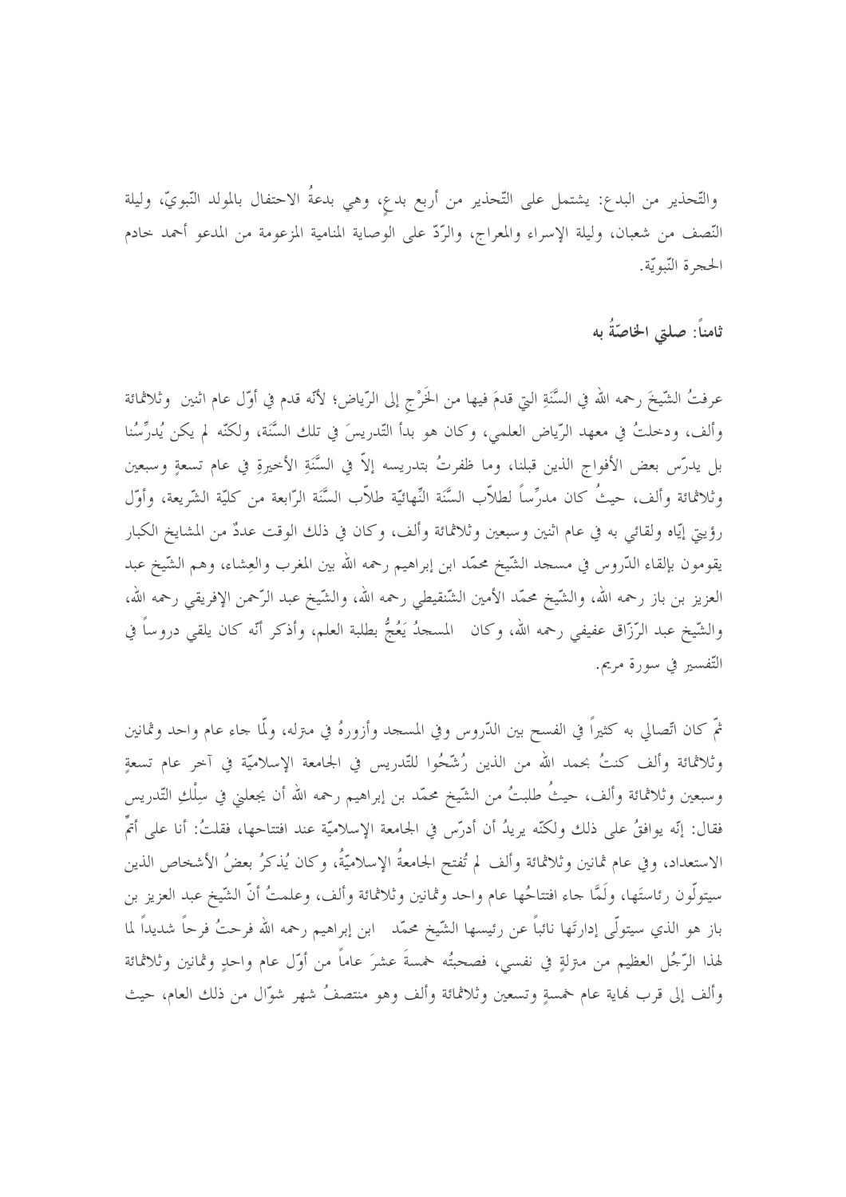والتّحذير من البدع: يشتمل على التّحذير من أربع بدعٍ، وهي بدعةُ الاحتفال بالمولد النّبويّ، وليلة النّصف من شعبان، وليلة الإسراء والمعراج، والرّدّ على الوصاية المنامية المزعومة من المدعو أحمد خادم الحجرة النّبويّة.

### ثامناً: صلتي الخاصّةُ به

عرفتُ الشّيخَ رحمه الله في السَّنَةِ التي قدمَ فيها من الخَرْجِ إلى الرّياض؛ لأنّه قدم في أوّل عام اثنين وثلاثمائة وألف، ودخلتُ في معهد الرّياض العلمي، وكان هو بدأ التّدريسَ في تلك السَّنَة، ولكنّه لم يكن يُدرِّسُنا بل يدرّس بعض الأفواج الذين قبلنا، وما ظفرتُ بتدريسه إلاّ في السَّنَةِ الأخيرةِ في عام تسعةٍ وسبعين وثلاثمائة وألف، حيثُ كان مدرِّساً لطلاّب السَّنَة النِّهائيّة طلاّب السَّنَة الرّابعة من كليّة الشّريعة، وأوّل رؤيتي إيّاه ولقائي به في عام اثنين وسبعين وثلاثمائة وألف، وكان في ذلك الوقت عددٌ من المشايخ الكبار يقومون بإلقاءِ الدّروس في مسجد الشّيخ محمّد ابن إبراهيم رحمه الله بين المغرب والعِشاء، وهم الشّيخ عبد العزيز بن باز رحمه الله، والشّيخ محمّد الأمين الشّنقيطي رحمه الله، والشّيخ عبد الرّحمن الإفريقي رحمه الله، والشّيخ عبد الرّزّاق عفيفي رحمه الله، وكان المسجدُ يَعُجُّ بطلبة العلم، وأذكر أنّه كان يلقي دروساً في التّفسير في سورة مريم.

ثمّ كان اتّصالي به كثيراً في الفسح بين الدّروس وفي المسجد وأزورهُ في منزله، ولمّا جاء عام واحد وثمانين وثلاثمائة وألف كنتُ بحمد الله من الذين رُشّحُوا للتّدريس في الجامعة الإسلاميّة في آخر عام تسعةٍ وسبعين وثلاثمائة وألف، حيثُ طلبتُ من الشّيخ محمّد بن إبراهيم رحمه الله أن يجعلني في سِلْكِ التّدريس فقال: إنّه يوافقُ على ذلك ولكنّه يريدُ أن أدرّس في الجامعة الإسلاميّة عند افتتاحها، فقلتُ: أنا على أتمّ الاستعداد، وفي عام ثمانين وثلاثمائة وألف لم تُفتح الجامعةُ الإسلاميّةُ، وكان يُذكرُ بعضُ الأشخاص الذين سيتولّون رئاستَها، ولَمَّا جاء افتتاحُها عام واحد وثمانين وثلاثمائة وألف، وعلمتُ أنّ الشّيخ عبد العزيز بن باز هو الذي سيتولّى إدارتَها نائباً عن رئيسها الشّيخ محمّد ابن إبراهيم رحمه الله فرحتُ فرحاً شديداً لما لهذا الرّجُل العظيم من منزلةٍ في نفسي، فصحبتُه خمسةَ عشرَ عاماً من أوّل عام واحدٍ وثمانين وثلاثمائة وألف إلى قرب نهاية عام خمسةٍ وتسعين وثلاثمائة وألف وهو منتصفُ شهر شوّال من ذلك العام، حيث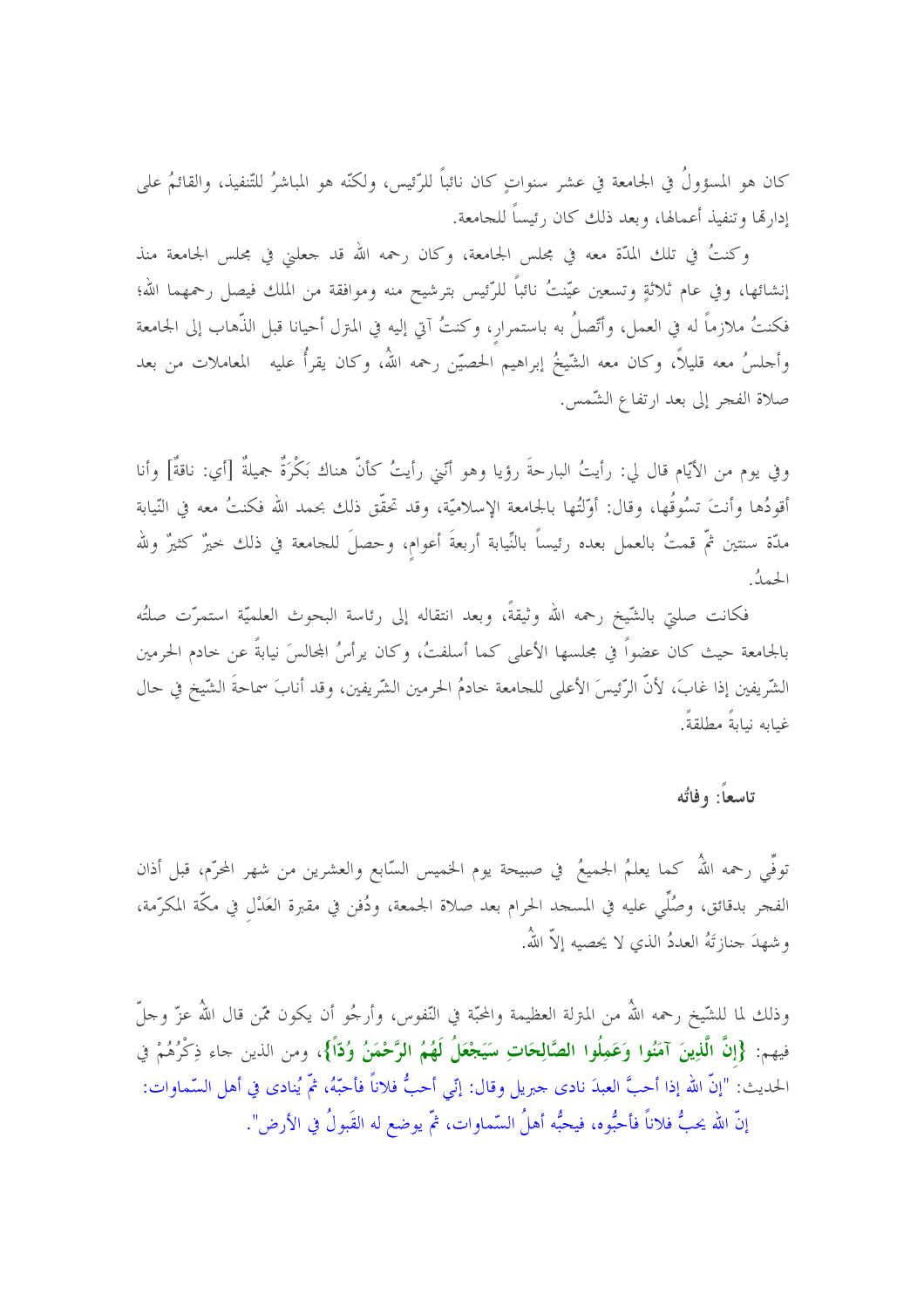كان هو المسؤولُ في الجامعة في عشر سنواتٍ كان نائباً للرّئيس، ولكنّه هو المباشرُ للتّنفيذ، والقائمُ على إدارتها وتنفيذ أعمالها، وبعد ذلك كان رئيساً للجامعة.

وكنتُ في تلك المدّة معه في مجلس الجامعة، وكان رحمه الله قد جعلني في مجلس الجامعة منذ إنشائها، وفي عام ثلاثةٍ وتسعين عيّنتُ نائباً للرّئيس بترشيح منه وموافقة من الملك فيصل رحمهما الله؛ فكنتُ ملازماً له في العمل، وأتّصلُ به باستمرار، وكنتُ آتي إليه في المنزل أحيانا قبل الذّهاب إلى الجامعة وأجلسُ معه قليلاً، وكان معه الشّيخُ إبراهيم الحصيّن رحمه اللهُ، وكان يقرأُ عليه المعاملات من بعد صلاة الفجر إلى بعد ارتفاع الشّمس.

وفي يوم من الأيّام قال لي: رأيتُ البارحةَ رؤيا وهو أنّني رأيتُ كأنّ هناك بَكْرَةٌ جميلةٌ [أي: ناقةٌ] وأنا أقودُها وأنتَ تسُوقُها، وقال: أوّلتُها بالجامعة الإسلاميّة، وقد تحقّق ذلك بحمد الله فكنتُ معه في النّيابة مدّة سنتين ثمّ قمتُ بالعمل بعده رئيساً بالنّيابة أربعةَ أعوامٍ، وحصلَ للجامعة في ذلك خيرٌ كثيرٌ ولله الحمدُ.

فكانت صلتي بالشّيخ رحمه الله وثيقةً، وبعد انتقاله إلى رئاسة البحوث العلميّة استمرّت صلتُه بالجامعة حيث كان عضواً في مجلسها الأعلى كما أسلفتُ، وكان يرأسُ المجالسَ نيابةً عن خادم الحرمين الشّريفين إذا غابَ، لأنّ الرّئيسَ الأعلى للجامعة خادمُ الحرمين الشّريفين، وقد أنابَ سماحةَ الشّيخ في حال غيابه نيابةً مطلقةً.

### تاسعاً: وفاتُه

توفّي رحمه اللهُ كما يعلمُ الجميعُ في صبيحة يوم الخميس السّابع والعشرين من شهر المحرّم، قبل أذان الفجر بدقائق، وصُلّي عليه في المسجد الحرام بعد صلاة الجمعة، ودُفن في مقبرة العَدْلِ في مكّة المكرّمة، وشهدَ جنازتَهُ العددُ الذي لا يحصيه إلاّ اللهُ.

وذلك لما للشّيخ رحمه اللهُ من المنزلة العظيمة والمحبّة في النّفوس، وأرجُو أن يكون ممّن قال اللهُ عزّ وجلّ فيهم: **{إِنَّ الَّذِينَ آمَنُوا وَعَمِلُوا الصَّالِحَاتِ سَيَجْعَلُ لَهُمُ الرَّحْمَنُ وُدّاً}**، ومن الذين جاء ذِكْرُهُمْ في الحديث: "إنّ اللهَ إذا أحبَّ العبدَ نادى جبريل وقال: إنّي أحبُّ فلاناً فأحبّهُ، ثمّ يُنادى في أهل السّماوات: إنّ الله يحبُّ فلاناً فأحبُّوه، فيحبُّه أهلُ السّماوات، ثمّ يوضع له القَبولُ في الأرض".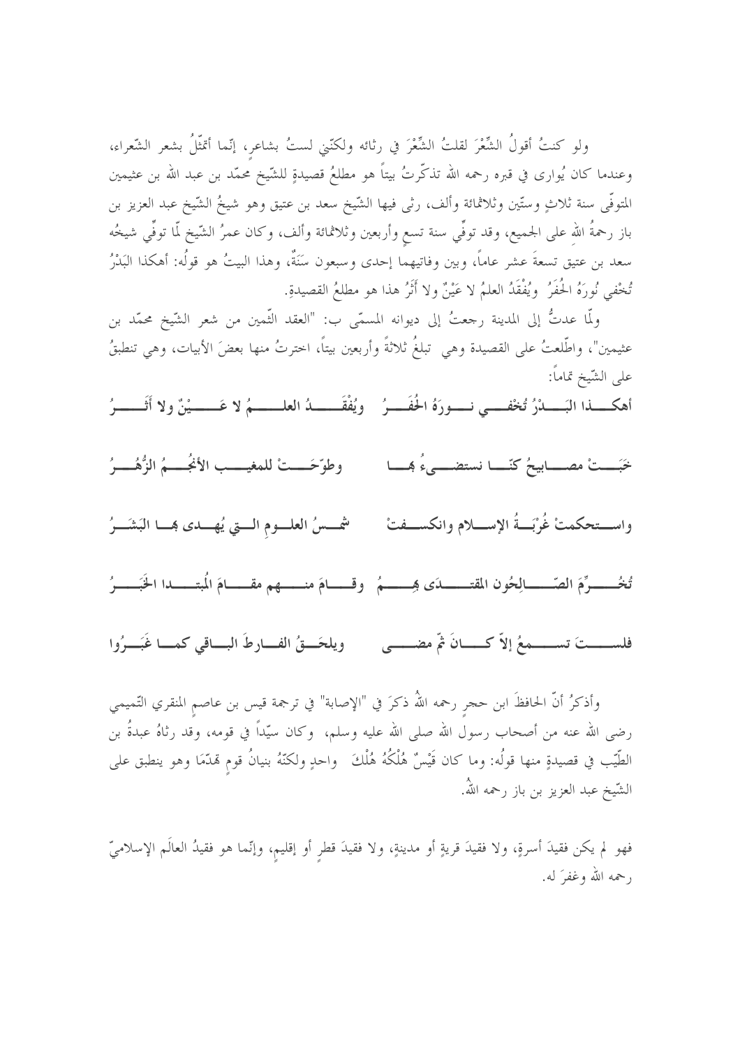ولو كنتُ أقولُ الشِّعْرَ لقلتُ الشِّعْرَ في رثائه ولكنّني لستُ بشاعرٍ، إنّما أتمثّلُ بشعر الشّعراء، وعندما كان يُوارى في قبره رحمه الله تذكّرتُ بيتاً هو مطلعُ قصيدةٍ للشّيخ محمّد بن عبد الله بن عثيمين المتوفّى سنة ثلاثٍ وستّين وثلاثمائة وألف، رثى فيها الشّيخ سعد بن عتيق وهو شيخُ الشّيخ عبد العزيز بن باز رحمةُ الله على الجميع، وقد توفّي سنة تسعٍ وأربعين وثلاثمائة وألف، وكان عمرُ الشّيخ لمّا توفّي شيخُه سعد بن عتيق تسعةَ عشر عاماً، وبين وفاتيهما إحدى وسبعون سَنَةً، وهذا البيتُ هو قولُه: أهكذا البَدْرُ تُخْفي نُورَهُ الحُفَرُ ويُفْقَدُ العلمُ لا عَيْنٌ ولا أَثَرُ هذا هو مطلعُ القصيدةِ.

ولمّا عدتُ إلى المدينة رجعتُ إلى ديوانه المسمّى ب: "العقد الثّمين من شعر الشّيخ محمّد بن عثيمين"، واطّلعتُ على القصيدة وهي تبلغُ ثلاثةً وأربعين بيتاً، اخترتُ منها بعضَ الأبيات، وهي تنطبقُ على الشّيخ تماماً:

**أهكذا البَدْرُ تُخْفي نورَهُ الحُفَرُ ويُفْقَدُ العلمُ لا عَيْنٌ ولا أَثَرُ**

**خَبَتْ مصابيحُ كنّا نستضيءُ بها وطوّحَتْ للمغيب الأنجُمُ الزُّهُرُ**

**واستحكمتْ غُرْبَةُ الإسلام وانكسفتْ شمسُ العلومِ التي يُهدى بها البَشَرُ**

**تُخُرِّمَ الصّالِحُون المقتدَى بِهِمُ وقامَ منهم مقامَ المُبتدا الخَبَرُ**

**فلستَ تسمعُ إلاّ كانَ ثمّ مضى ويلحَقُ الفارطَ الباقي كما غَبَرُوا**

وأذكرُ أنّ الحافظَ ابن حجرٍ رحمه اللهُ ذكرَ في "الإصابة" في ترجمة قيس بن عاصمٍ المنقري التّميمي رضي الله عنه من أصحاب رسول الله صلى الله عليه وسلم، وكان سيّداً في قومه، وقد رثاهُ عبدةُ بن الطّيّب في قصيدةٍ منها قولُه: وما كان قَيْسٌ هُلْكُهُ هُلْكَ واحدٍ ولكنّهُ بنيانُ قومٍ تهدّمَا وهو ينطبق على الشّيخ عبد العزيز بن باز رحمه اللهُ.

فهو لم يكن فقيدَ أسرةٍ، ولا فقيدَ قريةٍ أو مدينةٍ، ولا فقيدَ قطرٍ أو إقليمٍ، وإنّما هو فقيدُ العالَم الإسلاميّ رحمه الله وغفرَ له.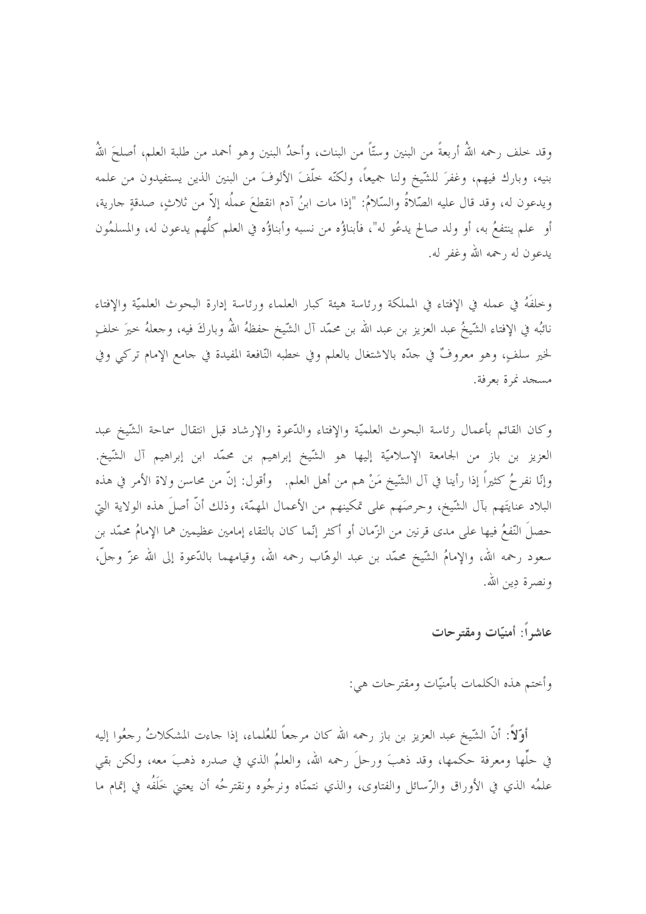وقد خلف رحمه اللهُ أربعةً من البنين وستّاً من البنات، وأحدُ البنين وهو أحمد من طلبة العلم، أصلحَ اللهُ بنيه، وبارك فيهم، وغفرَ للشّيخ ولنا جميعاً، ولكنّه خلّفَ الألوفَ من البنين الذين يستفيدون من علمه ويدعون له، وقد قال عليه الصّلاةُ والسّلامُ: "إذا مات ابنُ آدم انقطعَ عملُه إلاّ من ثلاثٍ، صدقةٍ جارية، أو علم ينتفعُ به، أو ولد صالح يدعُو له"، فأبناؤُه من نسبه وأبناؤُه في العلم كلُّهم يدعون له، والمسلمُون يدعون له رحمه الله وغفر له.

وخلفَهُ في عمله في الإفتاء في المملكة ورئاسة هيئة كبار العلماء ورئاسة إدارة البحوث العلميّة والإفتاء نائبُه في الإفتاء الشّيخُ عبد العزيز بن عبد الله بن محمّد آل الشّيخ حفظهُ اللهُ وباركَ فيه، وجعلهُ خيرَ خلفٍ لخير سلفٍ، وهو معروفٌ في جدّه بالاشتغال بالعلم وفي خطبه النّافعة المفيدة في جامع الإمام تركي وفي مسجد نمرة بعرفة.

وكان القائم بأعمال رئاسة البحوث العلميّة والإفتاء والدّعوة والإرشاد قبل انتقال سماحة الشّيخ عبد العزيز بن باز من الجامعة الإسلاميّة إليها هو الشّيخ إبراهيم بن محمّد ابن إبراهيم آل الشّيخ. وإنّا نفرحُ كثيراً إذا رأينا في آل الشّيخ مَنْ هم من أهل العلم. وأقول: إنّ من محاسن ولاة الأمر في هذه البلاد عنايتَهم بآل الشّيخ، وحرصَهم على تمكينهم من الأعمال المهمّة، وذلك أنّ أصلَ هذه الولاية التي حصلَ النّفعُ فيها على مدى قرنين من الزّمان أو أكثر إنّما كان بالتقاء إمامين عظيمين هما الإمامُ محمّد بن سعود رحمه الله، والإمامُ الشّيخ محمّد بن عبد الوهّاب رحمه الله، وقيامهما بالدّعوة إلى الله عزّ وجلّ، ونصرة دِين الله.

## عاشراً: أمنيّات ومقترحات

وأختم هذه الكلمات بأمنيّات ومقترحات هي:

**أوّلاً**: أنّ الشّيخ عبد العزيز بن باز رحمه الله كان مرجعاً للعُلماء، إذا جاءت المشكلاتُ رجعُوا إليه في حلّها ومعرفة حكمها، وقد ذهبَ ورحلَ رحمه الله، والعلمُ الذي في صدره ذهبَ معه، ولكن بقي علمُه الذي في الأوراق والرّسائل والفتاوى، والذي نتمنّاه ونرجُوه ونقترحُه أن يعتني خَلَفُه في إتمام ما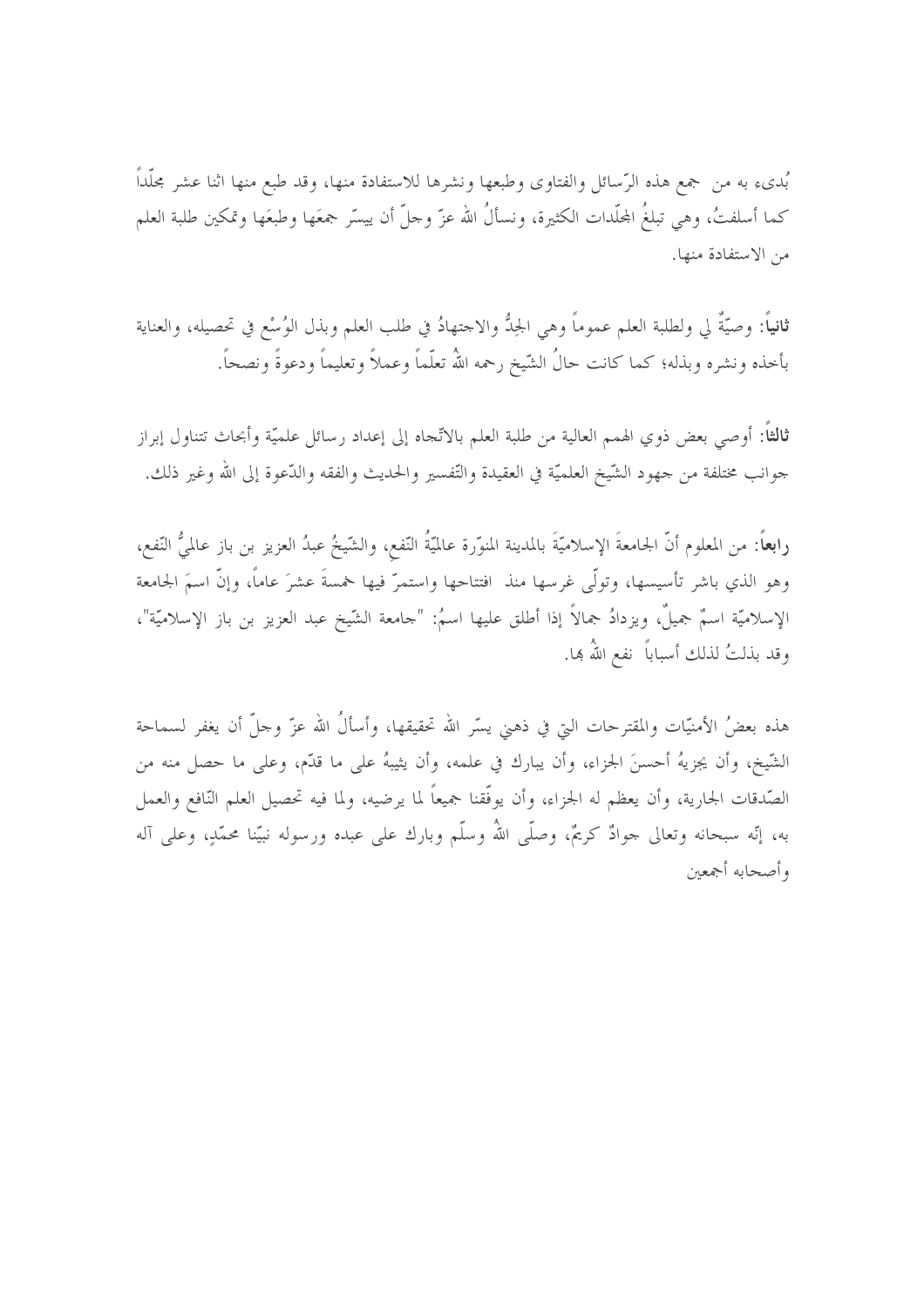بُدىء به من جمع هذه الرّسائل والفتاوى وطبعها ونشرها للاستفادة منها، وقد طبع منها اثنا عشر مجلّداً كما أسلفتُ، وهي تبلغُ المجلّدات الكثيرة، ونسألُ اللهَ عزّ وجلّ أن ييسّر جمعَها وطبعَها وتمكين طلبة العلم من الاستفادة منها.

**ثانياً**: وصيّةٌ لي ولطلبة العلم عموماً وهي الجِدُّ والاجتهادُ في طلب العلم وبذل الوُسْع في تحصيله، والعناية بأخذه ونشره وبذله؛ كما كانت حالُ الشّيخ رحمه اللهُ تعلّماً وعملاً وتعليماً ودعوةً ونصحاً.

**ثالثاً**: أوصي بعض ذوي الهمم العالية من طلبة العلم بالاتّجاه إلى إعداد رسائل علميّة وأبحاث تتناول إبراز جوانب مختلفة من جهود الشّيخ العلميّة في العقيدة والتّفسير والحديث والفقه والدّعوة إلى الله وغير ذلك.

**رابعاً**: من المعلوم أنّ الجامعةَ الإسلاميّةَ بالمدينة المنوّرة عالميّةُ النّفعِ، والشّيخُ عبدُ العزيز بن باز عالميُّ النّفع، وهو الذي باشر تأسيسها، وتولّى غرسها منذ افتتاحها واستمرّ فيها خمسةَ عشرَ عاماً، وإنّ اسمَ الجامعة الإسلاميّة اسمٌ جميلٌ، ويزدادُ جمالاً إذا أطلق عليها اسمُ: "جامعة الشّيخ عبد العزيز بن باز الإسلاميّة"، وقد بذلتُ لذلك أسباباً نفع اللهُ بها.

هذه بعضُ الأمنيّات والمقترحات التي في ذهني يسّر الله تحقيقها، وأسألُ الله عزّ وجلّ أن يغفر لسماحة الشّيخ، وأن يجزيهُ أحسنَ الجزاء، وأن يبارك في علمه، وأن يثيبهُ على ما قدّم، وعلى ما حصل منه من الصّدقات الجارية، وأن يعظم له الجزاء، وأن يوفّقنا جميعاً لما يرضيه، ولما فيه تحصيل العلم النّافع والعمل به، إنّه سبحانه وتعالى جوادٌ كريمٌ، وصلّى اللهُ وسلّم وبارك على عبده ورسوله نبيّنا محمّدٍ، وعلى آله وأصحابه أجمعين